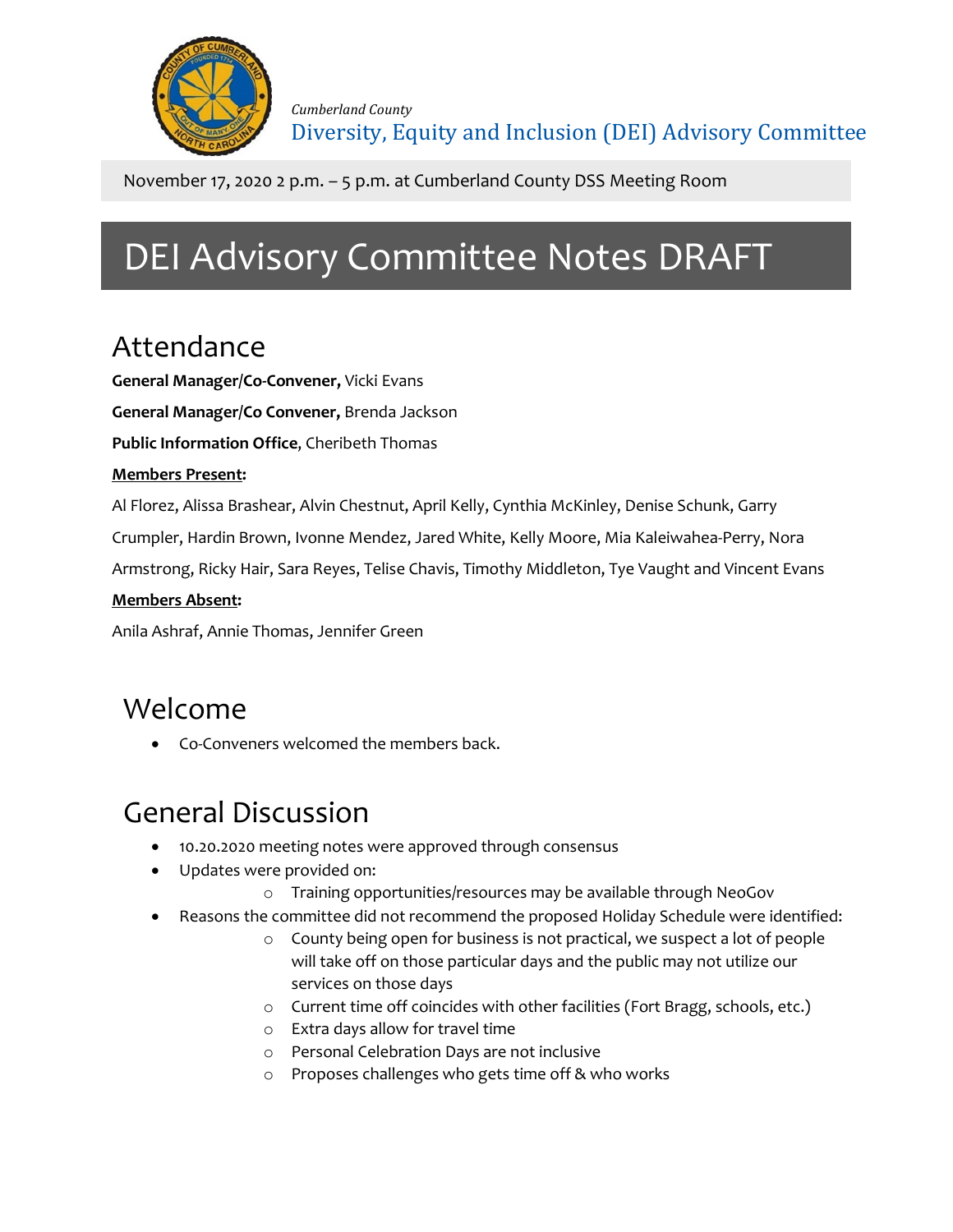*Cumberland County*
Diversity, Equity and Inclusion (DEI) Advisory Committee

November 17, 2020 2 p.m. – 5 p.m. at Cumberland County DSS Meeting Room

# DEI Advisory Committee Notes DRAFT

## Attendance

**General Manager/Co-Convener,** Vicki Evans

**General Manager/Co Convener,** Brenda Jackson

**Public Information Office**, Cheribeth Thomas

**Members Present:**

Al Florez, Alissa Brashear, Alvin Chestnut, April Kelly, Cynthia McKinley, Denise Schunk, Garry Crumpler, Hardin Brown, Ivonne Mendez, Jared White, Kelly Moore, Mia Kaleiwahea-Perry, Nora Armstrong, Ricky Hair, Sara Reyes, Telise Chavis, Timothy Middleton, Tye Vaught and Vincent Evans

**Members Absent:**

Anila Ashraf, Annie Thomas, Jennifer Green

## Welcome

- Co-Conveners welcomed the members back.

## General Discussion

- 10.20.2020 meeting notes were approved through consensus
- Updates were provided on:
  - Training opportunities/resources may be available through NeoGov
- Reasons the committee did not recommend the proposed Holiday Schedule were identified:
  - County being open for business is not practical, we suspect a lot of people will take off on those particular days and the public may not utilize our services on those days
  - Current time off coincides with other facilities (Fort Bragg, schools, etc.)
  - Extra days allow for travel time
  - Personal Celebration Days are not inclusive
  - Proposes challenges who gets time off & who works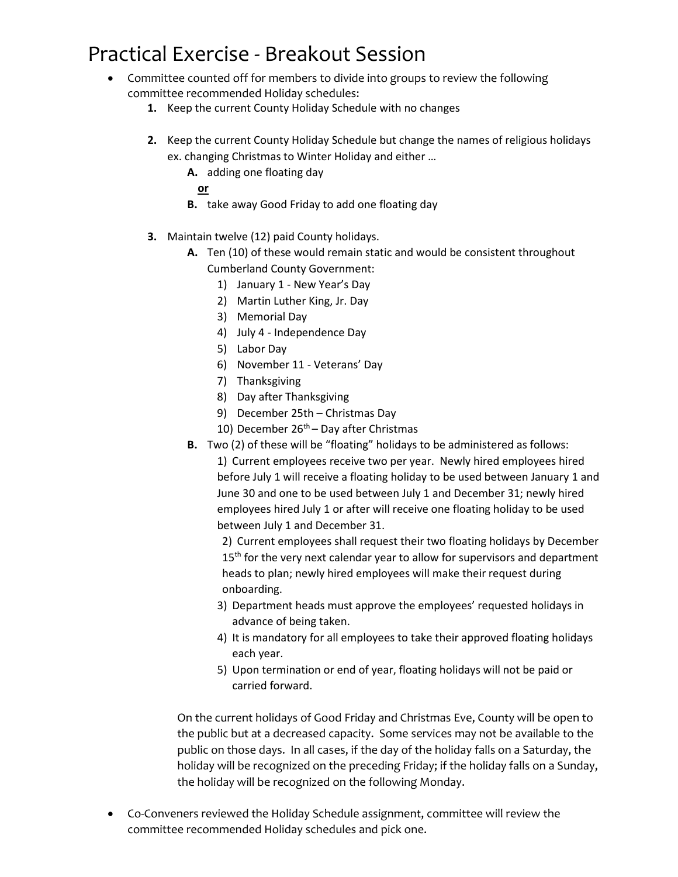# Practical Exercise - Breakout Session

- Committee counted off for members to divide into groups to review the following committee recommended Holiday schedules:
  1. **1.** Keep the current County Holiday Schedule with no changes
  2. **2.** Keep the current County Holiday Schedule but change the names of religious holidays ex. changing Christmas to Winter Holiday and either …
     - **A.** adding one floating day
       
       **or**
     - **B.** take away Good Friday to add one floating day
  3. **3.** Maintain twelve (12) paid County holidays.
     - **A.** Ten (10) of these would remain static and would be consistent throughout Cumberland County Government:
       1) January 1 - New Year's Day
       2) Martin Luther King, Jr. Day
       3) Memorial Day
       4) July 4 - Independence Day
       5) Labor Day
       6) November 11 - Veterans' Day
       7) Thanksgiving
       8) Day after Thanksgiving
       9) December 25th – Christmas Day
       10) December 26th – Day after Christmas
     - **B.** Two (2) of these will be "floating" holidays to be administered as follows:
       1) Current employees receive two per year. Newly hired employees hired before July 1 will receive a floating holiday to be used between January 1 and June 30 and one to be used between July 1 and December 31; newly hired employees hired July 1 or after will receive one floating holiday to be used between July 1 and December 31.
       2) Current employees shall request their two floating holidays by December 15th for the very next calendar year to allow for supervisors and department heads to plan; newly hired employees will make their request during onboarding.
       3) Department heads must approve the employees' requested holidays in advance of being taken.
       4) It is mandatory for all employees to take their approved floating holidays each year.
       5) Upon termination or end of year, floating holidays will not be paid or carried forward.

     On the current holidays of Good Friday and Christmas Eve, County will be open to the public but at a decreased capacity. Some services may not be available to the public on those days. In all cases, if the day of the holiday falls on a Saturday, the holiday will be recognized on the preceding Friday; if the holiday falls on a Sunday, the holiday will be recognized on the following Monday.

- Co-Conveners reviewed the Holiday Schedule assignment, committee will review the committee recommended Holiday schedules and pick one.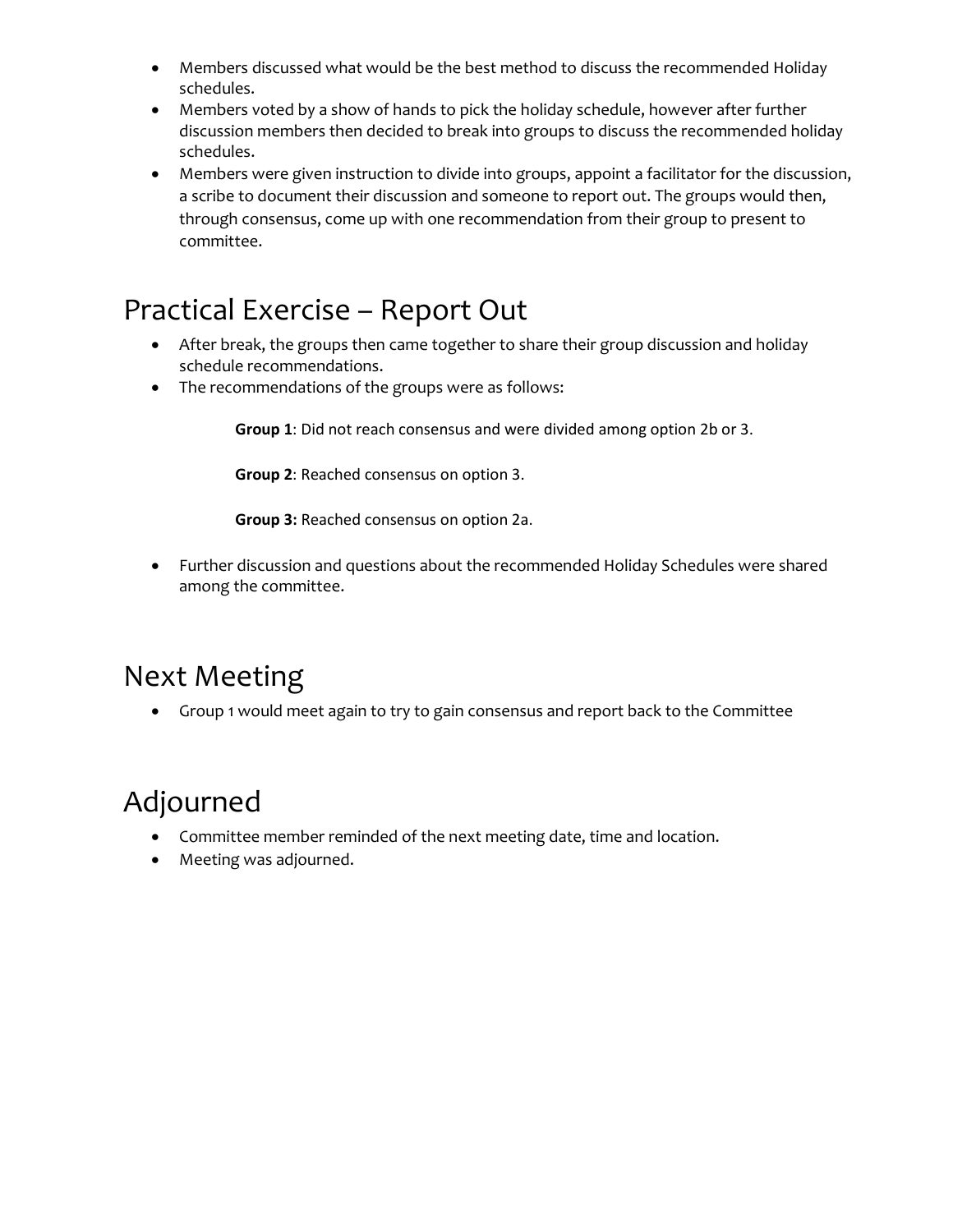- Members discussed what would be the best method to discuss the recommended Holiday schedules.
- Members voted by a show of hands to pick the holiday schedule, however after further discussion members then decided to break into groups to discuss the recommended holiday schedules.
- Members were given instruction to divide into groups, appoint a facilitator for the discussion, a scribe to document their discussion and someone to report out. The groups would then, through consensus, come up with one recommendation from their group to present to committee.

## Practical Exercise – Report Out

- After break, the groups then came together to share their group discussion and holiday schedule recommendations.
- The recommendations of the groups were as follows:

  **Group 1**: Did not reach consensus and were divided among option 2b or 3.

  **Group 2**: Reached consensus on option 3.

  **Group 3:** Reached consensus on option 2a.

- Further discussion and questions about the recommended Holiday Schedules were shared among the committee.

## Next Meeting

- Group 1 would meet again to try to gain consensus and report back to the Committee

## Adjourned

- Committee member reminded of the next meeting date, time and location.
- Meeting was adjourned.